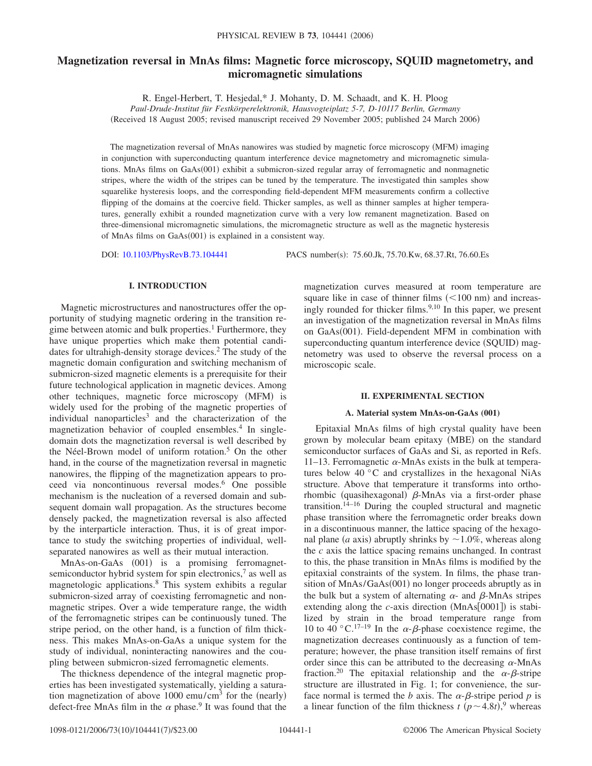# Magnetization reversal in MnAs films: Magnetic force microscopy, SQUID magnetometry, and micromagnetic simulations

R. Engel-Herbert, T. Hesjedal,* J. Mohanty, D. M. Schaadt, and K. H. Ploog

*Paul-Drude-Institut für Festkörperelektronik, Hausvogteiplatz 5-7, D-10117 Berlin, Germany*

(Received 18 August 2005; revised manuscript received 29 November 2005; published 24 March 2006)

The magnetization reversal of MnAs nanowires was studied by magnetic force microscopy (MFM) imaging in conjunction with superconducting quantum interference device magnetometry and micromagnetic simulations. MnAs films on GaAs(001) exhibit a submicron-sized regular array of ferromagnetic and nonmagnetic stripes, where the width of the stripes can be tuned by the temperature. The investigated thin samples show squarelike hysteresis loops, and the corresponding field-dependent MFM measurements confirm a collective flipping of the domains at the coercive field. Thicker samples, as well as thinner samples at higher temperatures, generally exhibit a rounded magnetization curve with a very low remanent magnetization. Based on three-dimensional micromagnetic simulations, the micromagnetic structure as well as the magnetic hysteresis of MnAs films on GaAs(001) is explained in a consistent way.

DOI: 10.1103/PhysRevB.73.104441 PACS number(s): 75.60.Jk, 75.70.Kw, 68.37.Rt, 76.60.Es

## I. INTRODUCTION

Magnetic microstructures and nanostructures offer the opportunity of studying magnetic ordering in the transition regime between atomic and bulk properties.[1] Furthermore, they have unique properties which make them potential candidates for ultrahigh-density storage devices.[2] The study of the magnetic domain configuration and switching mechanism of submicron-sized magnetic elements is a prerequisite for their future technological application in magnetic devices. Among other techniques, magnetic force microscopy (MFM) is widely used for the probing of the magnetic properties of individual nanoparticles[3] and the characterization of the magnetization behavior of coupled ensembles.[4] In single-domain dots the magnetization reversal is well described by the Néel-Brown model of uniform rotation.[5] On the other hand, in the course of the magnetization reversal in magnetic nanowires, the flipping of the magnetization appears to proceed via noncontinuous reversal modes.[6] One possible mechanism is the nucleation of a reversed domain and subsequent domain wall propagation. As the structures become densely packed, the magnetization reversal is also affected by the interparticle interaction. Thus, it is of great importance to study the switching properties of individual, well-separated nanowires as well as their mutual interaction.

MnAs-on-GaAs (001) is a promising ferromagnet-semiconductor hybrid system for spin electronics,[7] as well as magnetologic applications.[8] This system exhibits a regular submicron-sized array of coexisting ferromagnetic and nonmagnetic stripes. Over a wide temperature range, the width of the ferromagnetic stripes can be continuously tuned. The stripe period, on the other hand, is a function of film thickness. This makes MnAs-on-GaAs a unique system for the study of individual, noninteracting nanowires and the coupling between submicron-sized ferromagnetic elements.

The thickness dependence of the integral magnetic properties has been investigated systematically, yielding a saturation magnetization of above 1000 emu/cm$^3$ for the (nearly) defect-free MnAs film in the $\alpha$ phase.[9] It was found that the magnetization curves measured at room temperature are square like in case of thinner films (<100 nm) and increasingly rounded for thicker films.[9,10] In this paper, we present an investigation of the magnetization reversal in MnAs films on GaAs(001). Field-dependent MFM in combination with superconducting quantum interference device (SQUID) magnetometry was used to observe the reversal process on a microscopic scale.

## II. EXPERIMENTAL SECTION

### A. Material system MnAs-on-GaAs (001)

Epitaxial MnAs films of high crystal quality have been grown by molecular beam epitaxy (MBE) on the standard semiconductor surfaces of GaAs and Si, as reported in Refs. 11–13. Ferromagnetic $\alpha$-MnAs exists in the bulk at temperatures below 40 °C and crystallizes in the hexagonal NiAs structure. Above that temperature it transforms into orthorhombic (quasihexagonal) $\beta$-MnAs via a first-order phase transition.[14–16] During the coupled structural and magnetic phase transition where the ferromagnetic order breaks down in a discontinuous manner, the lattice spacing of the hexagonal plane ($a$ axis) abruptly shrinks by ~1.0%, whereas along the $c$ axis the lattice spacing remains unchanged. In contrast to this, the phase transition in MnAs films is modified by the epitaxial constraints of the system. In films, the phase transition of MnAs/GaAs(001) no longer proceeds abruptly as in the bulk but a system of alternating $\alpha$- and $\beta$-MnAs stripes extending along the $c$-axis direction (MnAs[0001]) is stabilized by strain in the broad temperature range from 10 to 40 °C.[17–19] In the $\alpha$-$\beta$-phase coexistence regime, the magnetization decreases continuously as a function of temperature; however, the phase transition itself remains of first order since this can be attributed to the decreasing $\alpha$-MnAs fraction.[20] The epitaxial relationship and the $\alpha$-$\beta$-stripe structure are illustrated in Fig. 1; for convenience, the surface normal is termed the $b$ axis. The $\alpha$-$\beta$-stripe period $p$ is a linear function of the film thickness $t$ ($p \sim 4.8t$),[9] whereas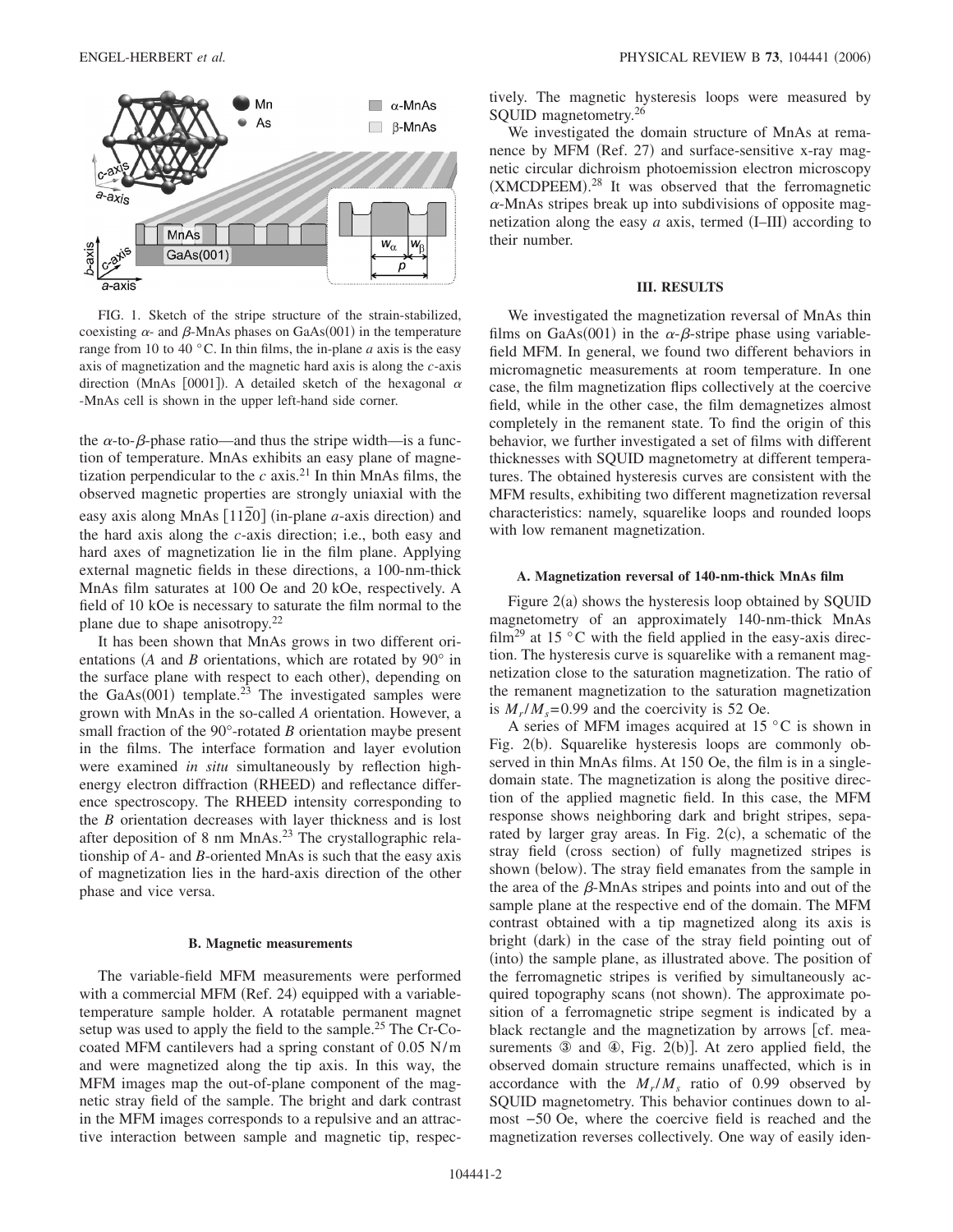FIG. 1. Sketch of the stripe structure of the strain-stabilized, coexisting $\alpha$- and $\beta$-MnAs phases on GaAs(001) in the temperature range from 10 to 40 °C. In thin films, the in-plane *a* axis is the easy axis of magnetization and the magnetic hard axis is along the *c*-axis direction (MnAs [0001]). A detailed sketch of the hexagonal $\alpha$-MnAs cell is shown in the upper left-hand side corner.

the $\alpha$-to-$\beta$-phase ratio—and thus the stripe width—is a function of temperature. MnAs exhibits an easy plane of magnetization perpendicular to the *c* axis.[21] In thin MnAs films, the observed magnetic properties are strongly uniaxial with the easy axis along MnAs $[11\bar{2}0]$ (in-plane *a*-axis direction) and the hard axis along the *c*-axis direction; i.e., both easy and hard axes of magnetization lie in the film plane. Applying external magnetic fields in these directions, a 100-nm-thick MnAs film saturates at 100 Oe and 20 kOe, respectively. A field of 10 kOe is necessary to saturate the film normal to the plane due to shape anisotropy.[22]

It has been shown that MnAs grows in two different orientations (*A* and *B* orientations, which are rotated by 90° in the surface plane with respect to each other), depending on the GaAs(001) template.[23] The investigated samples were grown with MnAs in the so-called *A* orientation. However, a small fraction of the 90°-rotated *B* orientation maybe present in the films. The interface formation and layer evolution were examined *in situ* simultaneously by reflection high-energy electron diffraction (RHEED) and reflectance difference spectroscopy. The RHEED intensity corresponding to the *B* orientation decreases with layer thickness and is lost after deposition of 8 nm MnAs.[23] The crystallographic relationship of *A*- and *B*-oriented MnAs is such that the easy axis of magnetization lies in the hard-axis direction of the other phase and vice versa.

### B. Magnetic measurements

The variable-field MFM measurements were performed with a commercial MFM (Ref. 24) equipped with a variable-temperature sample holder. A rotatable permanent magnet setup was used to apply the field to the sample.[25] The Cr-Co-coated MFM cantilevers had a spring constant of 0.05 N/m and were magnetized along the tip axis. In this way, the MFM images map the out-of-plane component of the magnetic stray field of the sample. The bright and dark contrast in the MFM images corresponds to a repulsive and an attractive interaction between sample and magnetic tip, respectively. The magnetic hysteresis loops were measured by SQUID magnetometry.[26]

We investigated the domain structure of MnAs at remanence by MFM (Ref. 27) and surface-sensitive x-ray magnetic circular dichroism photoemission electron microscopy (XMCDPEEM).[28] It was observed that the ferromagnetic $\alpha$-MnAs stripes break up into subdivisions of opposite magnetization along the easy *a* axis, termed (I–III) according to their number.

## III. RESULTS

We investigated the magnetization reversal of MnAs thin films on GaAs(001) in the $\alpha$-$\beta$-stripe phase using variable-field MFM. In general, we found two different behaviors in micromagnetic measurements at room temperature. In one case, the film magnetization flips collectively at the coercive field, while in the other case, the film demagnetizes almost completely in the remanent state. To find the origin of this behavior, we further investigated a set of films with different thicknesses with SQUID magnetometry at different temperatures. The obtained hysteresis curves are consistent with the MFM results, exhibiting two different magnetization reversal characteristics: namely, squarelike loops and rounded loops with low remanent magnetization.

### A. Magnetization reversal of 140-nm-thick MnAs film

Figure 2(a) shows the hysteresis loop obtained by SQUID magnetometry of an approximately 140-nm-thick MnAs film[29] at 15 °C with the field applied in the easy-axis direction. The hysteresis curve is squarelike with a remanent magnetization close to the saturation magnetization. The ratio of the remanent magnetization to the saturation magnetization is $M_r/M_s=0.99$ and the coercivity is 52 Oe.

A series of MFM images acquired at 15 °C is shown in Fig. 2(b). Squarelike hysteresis loops are commonly observed in thin MnAs films. At 150 Oe, the film is in a single-domain state. The magnetization is along the positive direction of the applied magnetic field. In this case, the MFM response shows neighboring dark and bright stripes, separated by larger gray areas. In Fig. 2(c), a schematic of the stray field (cross section) of fully magnetized stripes is shown (below). The stray field emanates from the sample in the area of the $\beta$-MnAs stripes and points into and out of the sample plane at the respective end of the domain. The MFM contrast obtained with a tip magnetized along its axis is bright (dark) in the case of the stray field pointing out of (into) the sample plane, as illustrated above. The position of the ferromagnetic stripes is verified by simultaneously acquired topography scans (not shown). The approximate position of a ferromagnetic stripe segment is indicated by a black rectangle and the magnetization by arrows [cf. measurements ③ and ④, Fig. 2(b)]. At zero applied field, the observed domain structure remains unaffected, which is in accordance with the $M_r/M_s$ ratio of 0.99 observed by SQUID magnetometry. This behavior continues down to almost −50 Oe, where the coercive field is reached and the magnetization reverses collectively. One way of easily iden-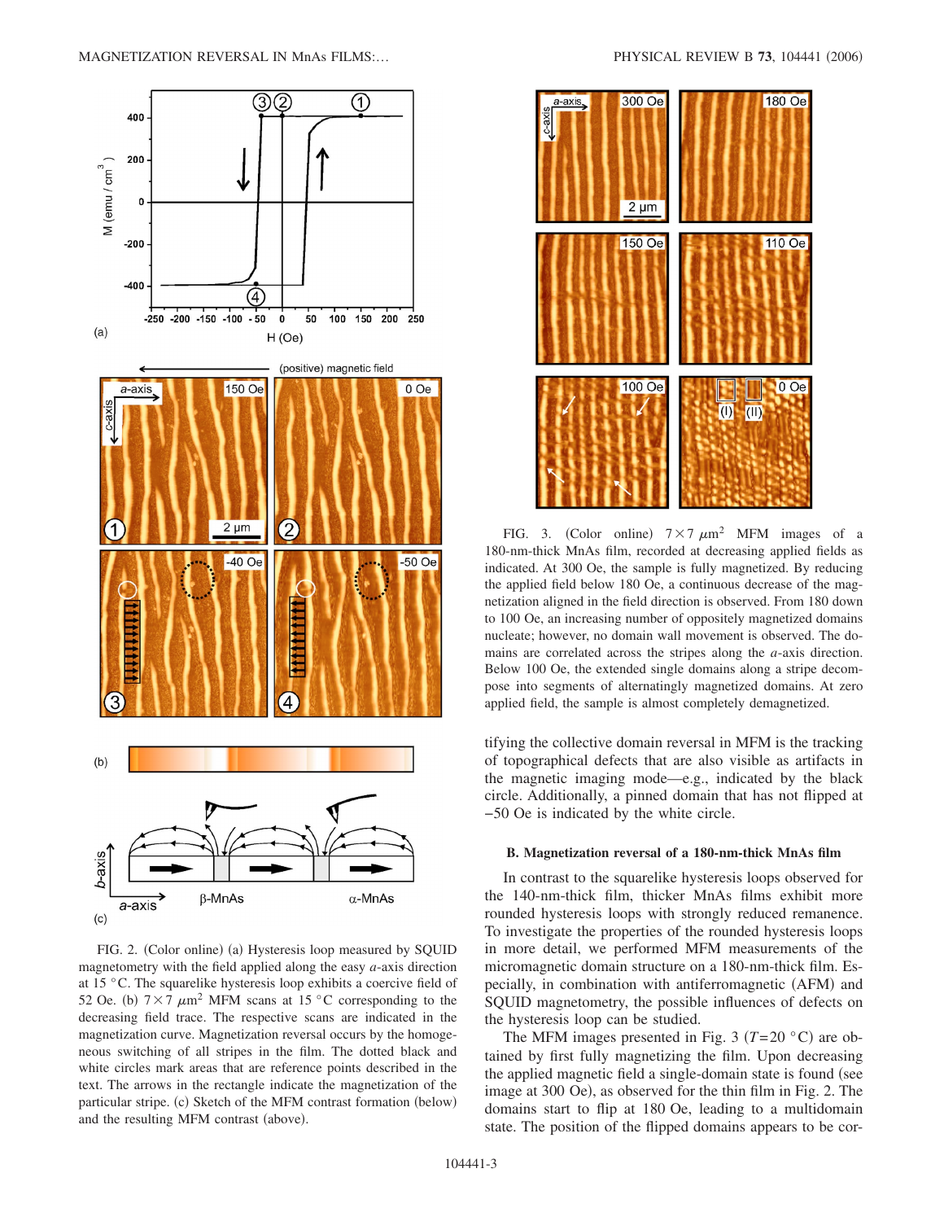FIG. 2. (Color online) (a) Hysteresis loop measured by SQUID magnetometry with the field applied along the easy $a$-axis direction at 15 °C. The squarelike hysteresis loop exhibits a coercive field of 52 Oe. (b) $7 \times 7\ \mu m^2$ MFM scans at 15 °C corresponding to the decreasing field trace. The respective scans are indicated in the magnetization curve. Magnetization reversal occurs by the homogeneous switching of all stripes in the film. The dotted black and white circles mark areas that are reference points described in the text. The arrows in the rectangle indicate the magnetization of the particular stripe. (c) Sketch of the MFM contrast formation (below) and the resulting MFM contrast (above).

FIG. 3. (Color online) $7 \times 7\ \mu m^2$ MFM images of a 180-nm-thick MnAs film, recorded at decreasing applied fields as indicated. At 300 Oe, the sample is fully magnetized. By reducing the applied field below 180 Oe, a continuous decrease of the magnetization aligned in the field direction is observed. From 180 down to 100 Oe, an increasing number of oppositely magnetized domains nucleate; however, no domain wall movement is observed. The domains are correlated across the stripes along the $a$-axis direction. Below 100 Oe, the extended single domains along a stripe decompose into segments of alternatingly magnetized domains. At zero applied field, the sample is almost completely demagnetized.

tifying the collective domain reversal in MFM is the tracking of topographical defects that are also visible as artifacts in the magnetic imaging mode—e.g., indicated by the black circle. Additionally, a pinned domain that has not flipped at −50 Oe is indicated by the white circle.

### B. Magnetization reversal of a 180-nm-thick MnAs film

In contrast to the squarelike hysteresis loops observed for the 140-nm-thick film, thicker MnAs films exhibit more rounded hysteresis loops with strongly reduced remanence. To investigate the properties of the rounded hysteresis loops in more detail, we performed MFM measurements of the micromagnetic domain structure on a 180-nm-thick film. Especially, in combination with antiferromagnetic (AFM) and SQUID magnetometry, the possible influences of defects on the hysteresis loop can be studied.

The MFM images presented in Fig. 3 ($T$=20 °C) are obtained by first fully magnetizing the film. Upon decreasing the applied magnetic field a single-domain state is found (see image at 300 Oe), as observed for the thin film in Fig. 2. The domains start to flip at 180 Oe, leading to a multidomain state. The position of the flipped domains appears to be cor-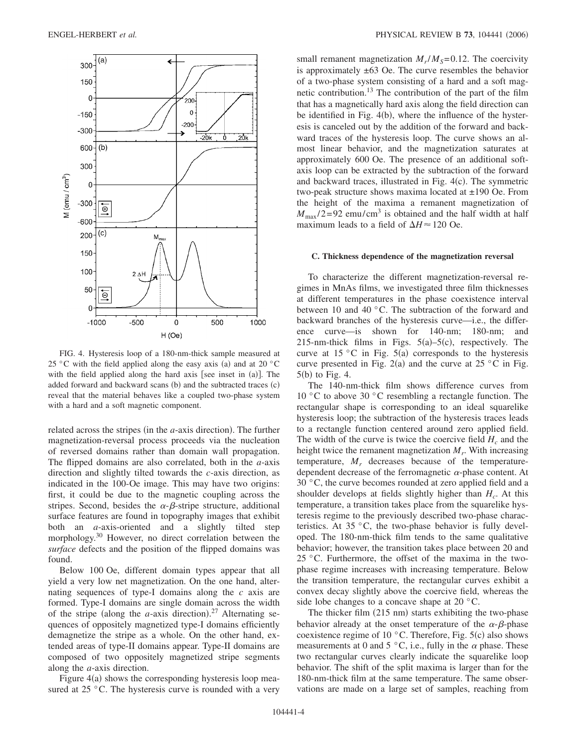FIG. 4. Hysteresis loop of a 180-nm-thick sample measured at 25 °C with the field applied along the easy axis (a) and at 20 °C with the field applied along the hard axis [see inset in (a)]. The added forward and backward scans (b) and the subtracted traces (c) reveal that the material behaves like a coupled two-phase system with a hard and a soft magnetic component.

related across the stripes (in the *a*-axis direction). The further magnetization-reversal process proceeds via the nucleation of reversed domains rather than domain wall propagation. The flipped domains are also correlated, both in the *a*-axis direction and slightly tilted towards the *c*-axis direction, as indicated in the 100-Oe image. This may have two origins: first, it could be due to the magnetic coupling across the stripes. Second, besides the $\alpha$-$\beta$-stripe structure, additional surface features are found in topography images that exhibit both an *a*-axis-oriented and a slightly tilted step morphology.[30] However, no direct correlation between the *surface* defects and the position of the flipped domains was found.

Below 100 Oe, different domain types appear that all yield a very low net magnetization. On the one hand, alternating sequences of type-I domains along the *c* axis are formed. Type-I domains are single domain across the width of the stripe (along the *a*-axis direction).[27] Alternating sequences of oppositely magnetized type-I domains efficiently demagnetize the stripe as a whole. On the other hand, extended areas of type-II domains appear. Type-II domains are composed of two oppositely magnetized stripe segments along the *a*-axis direction.

Figure 4(a) shows the corresponding hysteresis loop measured at 25 °C. The hysteresis curve is rounded with a very small remanent magnetization $M_r/M_S=0.12$. The coercivity is approximately ±63 Oe. The curve resembles the behavior of a two-phase system consisting of a hard and a soft magnetic contribution.[13] The contribution of the part of the film that has a magnetically hard axis along the field direction can be identified in Fig. 4(b), where the influence of the hysteresis is canceled out by the addition of the forward and backward traces of the hysteresis loop. The curve shows an almost linear behavior, and the magnetization saturates at approximately 600 Oe. The presence of an additional soft-axis loop can be extracted by the subtraction of the forward and backward traces, illustrated in Fig. 4(c). The symmetric two-peak structure shows maxima located at ±190 Oe. From the height of the maxima a remanent magnetization of $M_{\max}/2=92$ emu/cm$^3$ is obtained and the half width at half maximum leads to a field of $\Delta H \approx 120$ Oe.

### C. Thickness dependence of the magnetization reversal

To characterize the different magnetization-reversal regimes in MnAs films, we investigated three film thicknesses at different temperatures in the phase coexistence interval between 10 and 40 °C. The subtraction of the forward and backward branches of the hysteresis curve—i.e., the difference curve—is shown for 140-nm; 180-nm; and 215-nm-thick films in Figs. 5(a)–5(c), respectively. The curve at 15 °C in Fig. 5(a) corresponds to the hysteresis curve presented in Fig. 2(a) and the curve at 25 °C in Fig. 5(b) to Fig. 4.

The 140-nm-thick film shows difference curves from 10 °C to above 30 °C resembling a rectangle function. The rectangular shape is corresponding to an ideal squarelike hysteresis loop; the subtraction of the hysteresis traces leads to a rectangle function centered around zero applied field. The width of the curve is twice the coercive field $H_c$ and the height twice the remanent magnetization $M_r$. With increasing temperature, $M_r$ decreases because of the temperature-dependent decrease of the ferromagnetic $\alpha$-phase content. At 30 °C, the curve becomes rounded at zero applied field and a shoulder develops at fields slightly higher than $H_c$. At this temperature, a transition takes place from the squarelike hysteresis regime to the previously described two-phase characteristics. At 35 °C, the two-phase behavior is fully developed. The 180-nm-thick film tends to the same qualitative behavior; however, the transition takes place between 20 and 25 °C. Furthermore, the offset of the maxima in the two-phase regime increases with increasing temperature. Below the transition temperature, the rectangular curves exhibit a convex decay slightly above the coercive field, whereas the side lobe changes to a concave shape at 20 °C.

The thicker film (215 nm) starts exhibiting the two-phase behavior already at the onset temperature of the $\alpha$-$\beta$-phase coexistence regime of 10 °C. Therefore, Fig. 5(c) also shows measurements at 0 and 5 °C, i.e., fully in the $\alpha$ phase. These two rectangular curves clearly indicate the squarelike loop behavior. The shift of the split maxima is larger than for the 180-nm-thick film at the same temperature. The same observations are made on a large set of samples, reaching from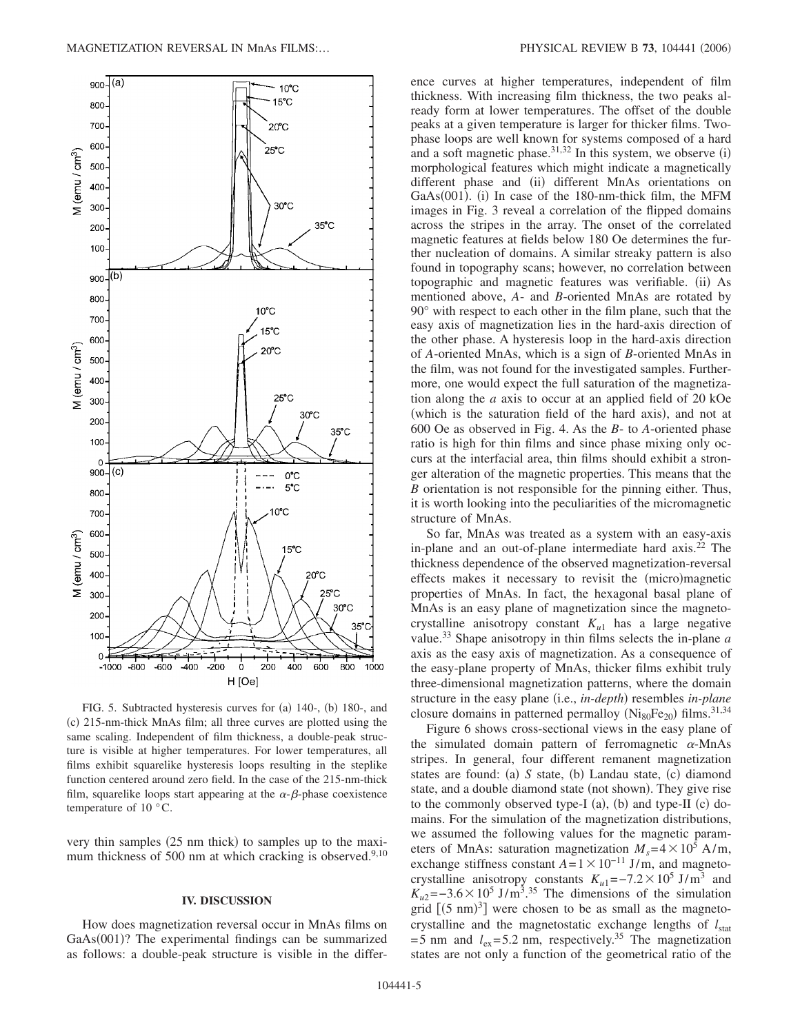FIG. 5. Subtracted hysteresis curves for (a) 140-, (b) 180-, and (c) 215-nm-thick MnAs film; all three curves are plotted using the same scaling. Independent of film thickness, a double-peak structure is visible at higher temperatures. For lower temperatures, all films exhibit squarelike hysteresis loops resulting in the steplike function centered around zero field. In the case of the 215-nm-thick film, squarelike loops start appearing at the $\alpha$-$\beta$-phase coexistence temperature of 10 °C.

very thin samples (25 nm thick) to samples up to the maximum thickness of 500 nm at which cracking is observed.[9,10]

## IV. DISCUSSION

How does magnetization reversal occur in MnAs films on GaAs(001)? The experimental findings can be summarized as follows: a double-peak structure is visible in the difference curves at higher temperatures, independent of film thickness. With increasing film thickness, the two peaks already form at lower temperatures. The offset of the double peaks at a given temperature is larger for thicker films. Two-phase loops are well known for systems composed of a hard and a soft magnetic phase.[31,32] In this system, we observe (i) morphological features which might indicate a magnetically different phase and (ii) different MnAs orientations on GaAs(001). (i) In case of the 180-nm-thick film, the MFM images in Fig. 3 reveal a correlation of the flipped domains across the stripes in the array. The onset of the correlated magnetic features at fields below 180 Oe determines the further nucleation of domains. A similar streaky pattern is also found in topography scans; however, no correlation between topographic and magnetic features was verifiable. (ii) As mentioned above, *A*- and *B*-oriented MnAs are rotated by 90° with respect to each other in the film plane, such that the easy axis of magnetization lies in the hard-axis direction of the other phase. A hysteresis loop in the hard-axis direction of *A*-oriented MnAs, which is a sign of *B*-oriented MnAs in the film, was not found for the investigated samples. Furthermore, one would expect the full saturation of the magnetization along the *a* axis to occur at an applied field of 20 kOe (which is the saturation field of the hard axis), and not at 600 Oe as observed in Fig. 4. As the *B*- to *A*-oriented phase ratio is high for thin films and since phase mixing only occurs at the interfacial area, thin films should exhibit a stronger alteration of the magnetic properties. This means that the *B* orientation is not responsible for the pinning either. Thus, it is worth looking into the peculiarities of the micromagnetic structure of MnAs.

So far, MnAs was treated as a system with an easy-axis in-plane and an out-of-plane intermediate hard axis.[22] The thickness dependence of the observed magnetization-reversal effects makes it necessary to revisit the (micro)magnetic properties of MnAs. In fact, the hexagonal basal plane of MnAs is an easy plane of magnetization since the magnetocrystalline anisotropy constant $K_{u1}$ has a large negative value.[33] Shape anisotropy in thin films selects the in-plane *a* axis as the easy axis of magnetization. As a consequence of the easy-plane property of MnAs, thicker films exhibit truly three-dimensional magnetization patterns, where the domain structure in the easy plane (i.e., *in-depth*) resembles *in-plane* closure domains in patterned permalloy ($Ni_{80}Fe_{20}$) films.[31,34]

Figure 6 shows cross-sectional views in the easy plane of the simulated domain pattern of ferromagnetic $\alpha$-MnAs stripes. In general, four different remanent magnetization states are found: (a) *S* state, (b) Landau state, (c) diamond state, and a double diamond state (not shown). They give rise to the commonly observed type-I (a), (b) and type-II (c) domains. For the simulation of the magnetization distributions, we assumed the following values for the magnetic parameters of MnAs: saturation magnetization $M_s = 4 \times 10^5$ A/m, exchange stiffness constant $A = 1 \times 10^{-11}$ J/m, and magnetocrystalline anisotropy constants $K_{u1} = -7.2 \times 10^5$ J/m$^3$ and $K_{u2} = -3.6 \times 10^5$ J/m$^3$.[35] The dimensions of the simulation grid $[(5\text{ nm})^3]$ were chosen to be as small as the magnetocrystalline and the magnetostatic exchange lengths of $l_{\text{stat}} = 5$ nm and $l_{\text{ex}} = 5.2$ nm, respectively.[35] The magnetization states are not only a function of the geometrical ratio of the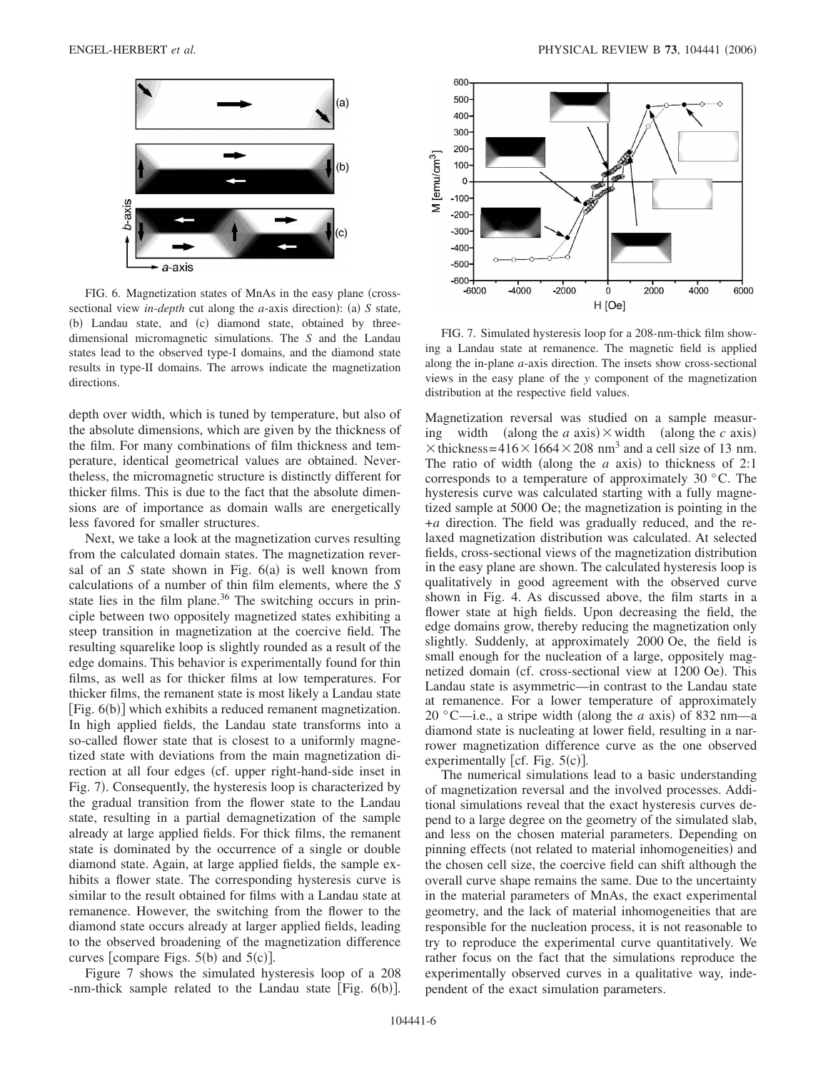(a)

(b)

(c)

b-axis

a-axis

FIG. 6. Magnetization states of MnAs in the easy plane (cross-sectional view *in-depth* cut along the *a*-axis direction): (a) *S* state, (b) Landau state, and (c) diamond state, obtained by three-dimensional micromagnetic simulations. The *S* and the Landau states lead to the observed type-I domains, and the diamond state results in type-II domains. The arrows indicate the magnetization directions.

M [emu/cm$^3$]

600
500
400
300
200
100
0
-100
-200
-300
-400
-500
-600

-6000 -4000 -2000 0 2000 4000 6000

H [Oe]

FIG. 7. Simulated hysteresis loop for a 208-nm-thick film showing a Landau state at remanence. The magnetic field is applied along the in-plane *a*-axis direction. The insets show cross-sectional views in the easy plane of the *y* component of the magnetization distribution at the respective field values.

depth over width, which is tuned by temperature, but also of the absolute dimensions, which are given by the thickness of the film. For many combinations of film thickness and temperature, identical geometrical values are obtained. Nevertheless, the micromagnetic structure is distinctly different for thicker films. This is due to the fact that the absolute dimensions are of importance as domain walls are energetically less favored for smaller structures.

Next, we take a look at the magnetization curves resulting from the calculated domain states. The magnetization reversal of an *S* state shown in Fig. 6(a) is well known from calculations of a number of thin film elements, where the *S* state lies in the film plane.[36] The switching occurs in principle between two oppositely magnetized states exhibiting a steep transition in magnetization at the coercive field. The resulting squarelike loop is slightly rounded as a result of the edge domains. This behavior is experimentally found for thin films, as well as for thicker films at low temperatures. For thicker films, the remanent state is most likely a Landau state [Fig. 6(b)] which exhibits a reduced remanent magnetization. In high applied fields, the Landau state transforms into a so-called flower state that is closest to a uniformly magnetized state with deviations from the main magnetization direction at all four edges (cf. upper right-hand-side inset in Fig. 7). Consequently, the hysteresis loop is characterized by the gradual transition from the flower state to the Landau state, resulting in a partial demagnetization of the sample already at large applied fields. For thick films, the remanent state is dominated by the occurrence of a single or double diamond state. Again, at large applied fields, the sample exhibits a flower state. The corresponding hysteresis curve is similar to the result obtained for films with a Landau state at remanence. However, the switching from the flower to the diamond state occurs already at larger applied fields, leading to the observed broadening of the magnetization difference curves [compare Figs. 5(b) and 5(c)].

Figure 7 shows the simulated hysteresis loop of a 208-nm-thick sample related to the Landau state [Fig. 6(b)]. Magnetization reversal was studied on a sample measuring width (along the *a* axis) $\times$ width (along the *c* axis) $\times$ thickness $= 416 \times 1664 \times 208$ nm$^3$ and a cell size of 13 nm. The ratio of width (along the *a* axis) to thickness of 2:1 corresponds to a temperature of approximately 30 °C. The hysteresis curve was calculated starting with a fully magnetized sample at 5000 Oe; the magnetization is pointing in the $+a$ direction. The field was gradually reduced, and the relaxed magnetization distribution was calculated. At selected fields, cross-sectional views of the magnetization distribution in the easy plane are shown. The calculated hysteresis loop is qualitatively in good agreement with the observed curve shown in Fig. 4. As discussed above, the film starts in a flower state at high fields. Upon decreasing the field, the edge domains grow, thereby reducing the magnetization only slightly. Suddenly, at approximately 2000 Oe, the field is small enough for the nucleation of a large, oppositely magnetized domain (cf. cross-sectional view at 1200 Oe). This Landau state is asymmetric—in contrast to the Landau state at remanence. For a lower temperature of approximately 20 °C—i.e., a stripe width (along the *a* axis) of 832 nm—a diamond state is nucleating at lower field, resulting in a narrower magnetization difference curve as the one observed experimentally [cf. Fig. 5(c)].

The numerical simulations lead to a basic understanding of magnetization reversal and the involved processes. Additional simulations reveal that the exact hysteresis curves depend to a large degree on the geometry of the simulated slab, and less on the chosen material parameters. Depending on pinning effects (not related to material inhomogeneities) and the chosen cell size, the coercive field can shift although the overall curve shape remains the same. Due to the uncertainty in the material parameters of MnAs, the exact experimental geometry, and the lack of material inhomogeneities that are responsible for the nucleation process, it is not reasonable to try to reproduce the experimental curve quantitatively. We rather focus on the fact that the simulations reproduce the experimentally observed curves in a qualitative way, independent of the exact simulation parameters.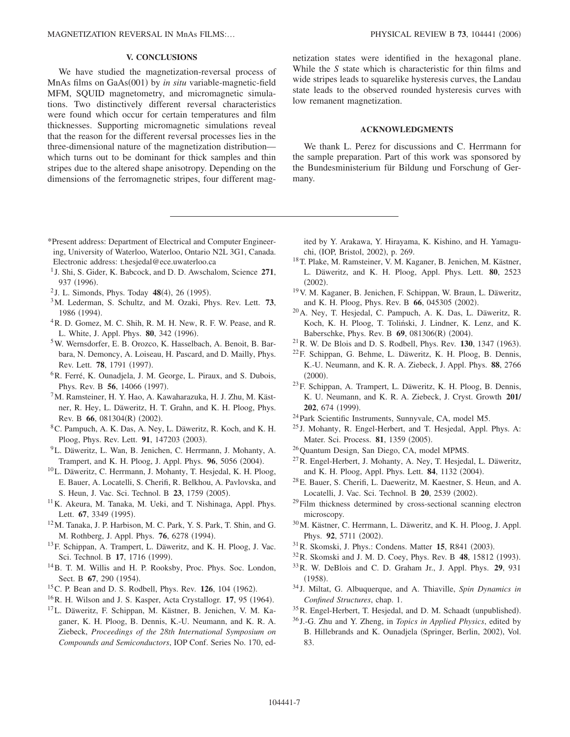## V. CONCLUSIONS

We have studied the magnetization-reversal process of MnAs films on GaAs(001) by *in situ* variable-magnetic-field MFM, SQUID magnetometry, and micromagnetic simulations. Two distinctively different reversal characteristics were found which occur for certain temperatures and film thicknesses. Supporting micromagnetic simulations reveal that the reason for the different reversal processes lies in the three-dimensional nature of the magnetization distribution—which turns out to be dominant for thick samples and thin stripes due to the altered shape anisotropy. Depending on the dimensions of the ferromagnetic stripes, four different magnetization states were identified in the hexagonal plane. While the *S* state which is characteristic for thin films and wide stripes leads to squarelike hysteresis curves, the Landau state leads to the observed rounded hysteresis curves with low remanent magnetization.

## ACKNOWLEDGMENTS

We thank L. Perez for discussions and C. Herrmann for the sample preparation. Part of this work was sponsored by the Bundesministerium für Bildung und Forschung of Germany.

---

*Present address: Department of Electrical and Computer Engineering, University of Waterloo, Waterloo, Ontario N2L 3G1, Canada. Electronic address: t.hesjedal@ece.uwaterloo.ca

[1] J. Shi, S. Gider, K. Babcock, and D. D. Awschalom, Science **271**, 937 (1996).

[2] J. L. Simonds, Phys. Today **48**(4), 26 (1995).

[3] M. Lederman, S. Schultz, and M. Ozaki, Phys. Rev. Lett. **73**, 1986 (1994).

[4] R. D. Gomez, M. C. Shih, R. M. H. New, R. F. W. Pease, and R. L. White, J. Appl. Phys. **80**, 342 (1996).

[5] W. Wernsdorfer, E. B. Orozco, K. Hasselbach, A. Benoit, B. Barbara, N. Demoncy, A. Loiseau, H. Pascard, and D. Mailly, Phys. Rev. Lett. **78**, 1791 (1997).

[6] R. Ferré, K. Ounadjela, J. M. George, L. Piraux, and S. Dubois, Phys. Rev. B **56**, 14066 (1997).

[7] M. Ramsteiner, H. Y. Hao, A. Kawaharazuka, H. J. Zhu, M. Kästner, R. Hey, L. Däweritz, H. T. Grahn, and K. H. Ploog, Phys. Rev. B **66**, 081304(R) (2002).

[8] C. Pampuch, A. K. Das, A. Ney, L. Däweritz, R. Koch, and K. H. Ploog, Phys. Rev. Lett. **91**, 147203 (2003).

[9] L. Däweritz, L. Wan, B. Jenichen, C. Herrmann, J. Mohanty, A. Trampert, and K. H. Ploog, J. Appl. Phys. **96**, 5056 (2004).

[10] L. Däweritz, C. Herrmann, J. Mohanty, T. Hesjedal, K. H. Ploog, E. Bauer, A. Locatelli, S. Cherifi, R. Belkhou, A. Pavlovska, and S. Heun, J. Vac. Sci. Technol. B **23**, 1759 (2005).

[11] K. Akeura, M. Tanaka, M. Ueki, and T. Nishinaga, Appl. Phys. Lett. **67**, 3349 (1995).

[12] M. Tanaka, J. P. Harbison, M. C. Park, Y. S. Park, T. Shin, and G. M. Rothberg, J. Appl. Phys. **76**, 6278 (1994).

[13] F. Schippan, A. Trampert, L. Däweritz, and K. H. Ploog, J. Vac. Sci. Technol. B **17**, 1716 (1999).

[14] B. T. M. Willis and H. P. Rooksby, Proc. Phys. Soc. London, Sect. B **67**, 290 (1954).

[15] C. P. Bean and D. S. Rodbell, Phys. Rev. **126**, 104 (1962).

[16] R. H. Wilson and J. S. Kasper, Acta Crystallogr. **17**, 95 (1964).

[17] L. Däweritz, F. Schippan, M. Kästner, B. Jenichen, V. M. Kaganer, K. H. Ploog, B. Dennis, K.-U. Neumann, and K. R. A. Ziebeck, *Proceedings of the 28th International Symposium on Compounds and Semiconductors*, IOP Conf. Series No. 170, edited by Y. Arakawa, Y. Hirayama, K. Kishino, and H. Yamaguchi, (IOP, Bristol, 2002), p. 269.

[18] T. Plake, M. Ramsteiner, V. M. Kaganer, B. Jenichen, M. Kästner, L. Däweritz, and K. H. Ploog, Appl. Phys. Lett. **80**, 2523 (2002).

[19] V. M. Kaganer, B. Jenichen, F. Schippan, W. Braun, L. Däweritz, and K. H. Ploog, Phys. Rev. B **66**, 045305 (2002).

[20] A. Ney, T. Hesjedal, C. Pampuch, A. K. Das, L. Däweritz, R. Koch, K. H. Ploog, T. Toliński, J. Lindner, K. Lenz, and K. Baberschke, Phys. Rev. B **69**, 081306(R) (2004).

[21] R. W. De Blois and D. S. Rodbell, Phys. Rev. **130**, 1347 (1963).

[22] F. Schippan, G. Behme, L. Däweritz, K. H. Ploog, B. Dennis, K.-U. Neumann, and K. R. A. Ziebeck, J. Appl. Phys. **88**, 2766 (2000).

[23] F. Schippan, A. Trampert, L. Däweritz, K. H. Ploog, B. Dennis, K. U. Neumann, and K. R. A. Ziebeck, J. Cryst. Growth **201/202**, 674 (1999).

[24] Park Scientific Instruments, Sunnyvale, CA, model M5.

[25] J. Mohanty, R. Engel-Herbert, and T. Hesjedal, Appl. Phys. A: Mater. Sci. Process. **81**, 1359 (2005).

[26] Quantum Design, San Diego, CA, model MPMS.

[27] R. Engel-Herbert, J. Mohanty, A. Ney, T. Hesjedal, L. Däweritz, and K. H. Ploog, Appl. Phys. Lett. **84**, 1132 (2004).

[28] E. Bauer, S. Cherifi, L. Daeweritz, M. Kaestner, S. Heun, and A. Locatelli, J. Vac. Sci. Technol. B **20**, 2539 (2002).

[29] Film thickness determined by cross-sectional scanning electron microscopy.

[30] M. Kästner, C. Herrmann, L. Däweritz, and K. H. Ploog, J. Appl. Phys. **92**, 5711 (2002).

[31] R. Skomski, J. Phys.: Condens. Matter **15**, R841 (2003).

[32] R. Skomski and J. M. D. Coey, Phys. Rev. B **48**, 15812 (1993).

[33] R. W. DeBlois and C. D. Graham Jr., J. Appl. Phys. **29**, 931 (1958).

[34] J. Miltat, G. Albuquerque, and A. Thiaville, *Spin Dynamics in Confined Structures*, chap. 1.

[35] R. Engel-Herbert, T. Hesjedal, and D. M. Schaadt (unpublished).

[36] J.-G. Zhu and Y. Zheng, in *Topics in Applied Physics*, edited by B. Hillebrands and K. Ounadjela (Springer, Berlin, 2002), Vol. 83.